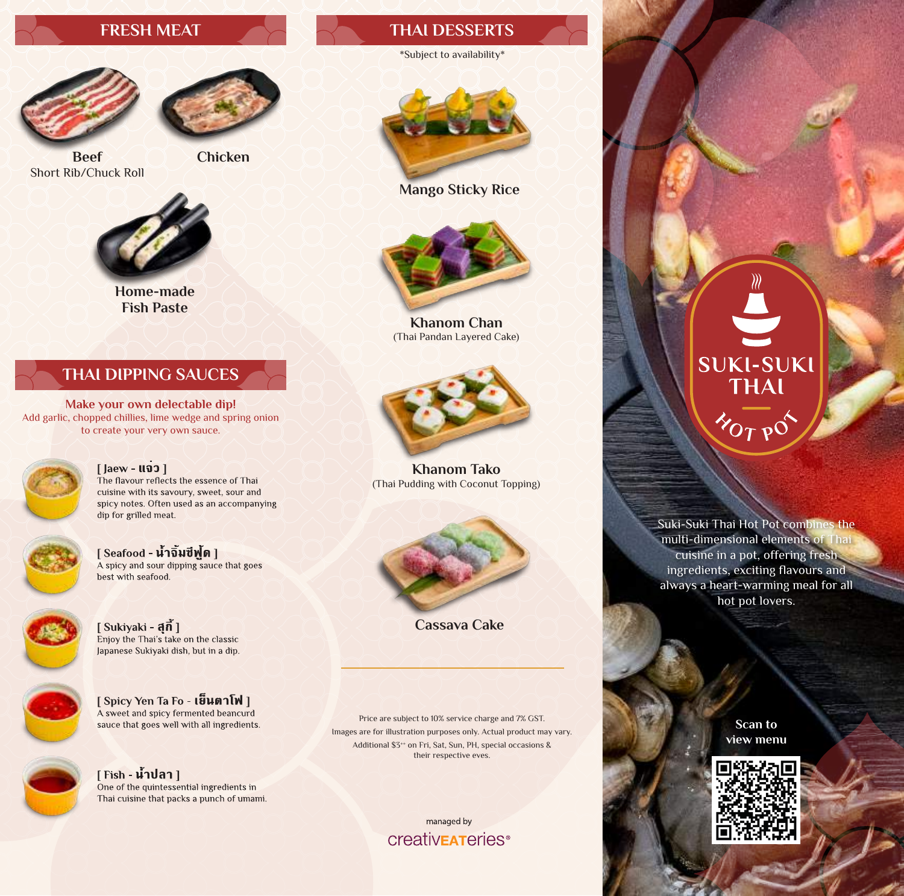## FRESH MEAT

**Beef**
Short Rib/Chuck Roll

**Chicken**

**Home-made Fish Paste**

## THAI DIPPING SAUCES

**Make your own delectable dip!**
Add garlic, chopped chillies, lime wedge and spring onion to create your very own sauce.

**[ Jaew - แจ่ว ]**
The flavour reflects the essence of Thai cuisine with its savoury, sweet, sour and spicy notes. Often used as an accompanying dip for grilled meat.

**[ Seafood - น้ำจิ้มซีฟู้ด ]**
A spicy and sour dipping sauce that goes best with seafood.

**[ Sukiyaki - สุกี้ ]**
Enjoy the Thai's take on the classic Japanese Sukiyaki dish, but in a dip.

**[ Spicy Yen Ta Fo - เย็นตาโฟ ]**
A sweet and spicy fermented beancurd sauce that goes well with all ingredients.

**[ Fish - น้ำปลา ]**
One of the quintessential ingredients in Thai cuisine that packs a punch of umami.

## THAI DESSERTS

*Subject to availability*

**Mango Sticky Rice**

**Khanom Chan**
(Thai Pandan Layered Cake)

**Khanom Tako**
(Thai Pudding with Coconut Topping)

**Cassava Cake**

Price are subject to 10% service charge and 7% GST.
Images are for illustration purposes only. Actual product may vary.
Additional $3++ on Fri, Sat, Sun, PH, special occasions & their respective eves.

managed by
creativEATeries®

# SUKI-SUKI THAI HOT POT

Suki-Suki Thai Hot Pot combines the multi-dimensional elements of Thai cuisine in a pot, offering fresh ingredients, exciting flavours and always a heart-warming meal for all hot pot lovers.

Scan to view menu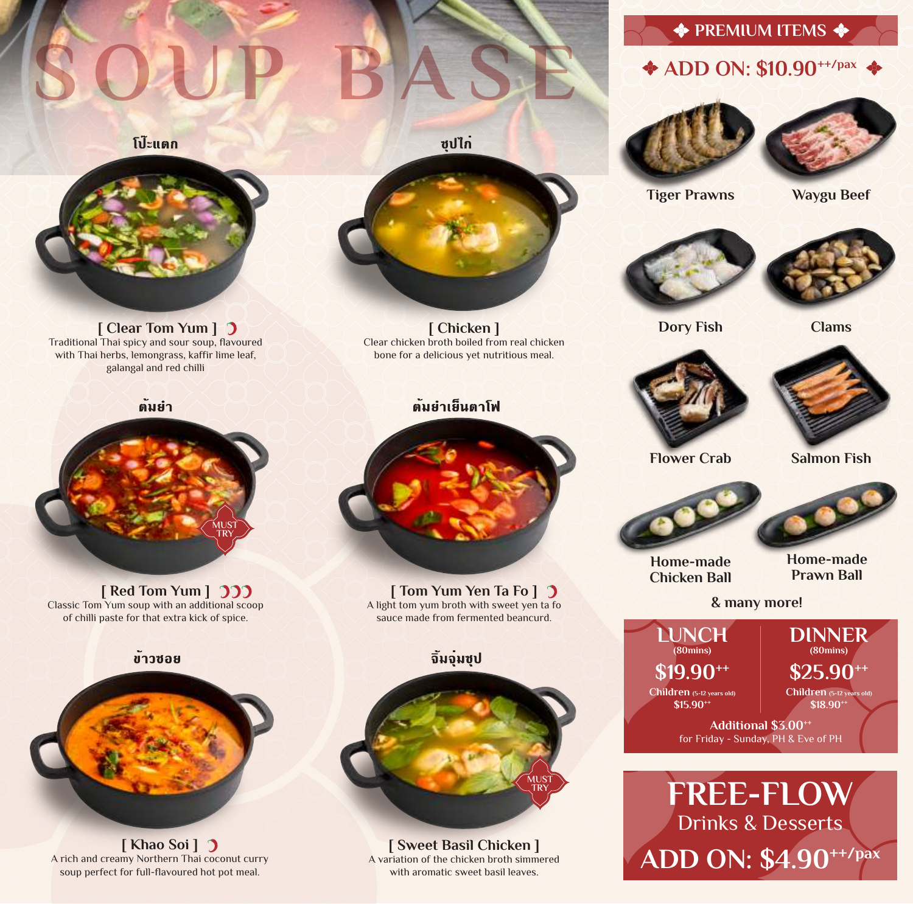# SOUP BASE

โป๊ะแตก

**[ Clear Tom Yum ]**

Traditional Thai spicy and sour soup, flavoured with Thai herbs, lemongrass, kaffir lime leaf, galangal and red chilli

ซุปไก่

**[ Chicken ]**

Clear chicken broth boiled from real chicken bone for a delicious yet nutritious meal.

ต้มยำ

MUST TRY

**[ Red Tom Yum ]**

Classic Tom Yum soup with an additional scoop of chilli paste for that extra kick of spice.

ต้มยำเย็นตาโฟ

**[ Tom Yum Yen Ta Fo ]**

A light tom yum broth with sweet yen ta fo sauce made from fermented beancurd.

ข้าวซอย

**[ Khao Soi ]**

A rich and creamy Northern Thai coconut curry soup perfect for full-flavoured hot pot meal.

จิ้มจุ่มซุป

MUST TRY

**[ Sweet Basil Chicken ]**

A variation of the chicken broth simmered with aromatic sweet basil leaves.

## PREMIUM ITEMS

### ADD ON: $10.90++/pax

- Tiger Prawns
- Waygu Beef
- Dory Fish
- Clams
- Flower Crab
- Salmon Fish
- Home-made Chicken Ball
- Home-made Prawn Ball

& many more!

| LUNCH (80mins) | DINNER (80mins) |
| --- | --- |
| $19.90++ | $25.90++ |
| Children (5-12 years old) $15.90++ | Children (5-12 years old) $18.90++ |

Additional $3.00++ for Friday - Sunday, PH & Eve of PH

## FREE-FLOW

Drinks & Desserts

ADD ON: $4.90++/pax